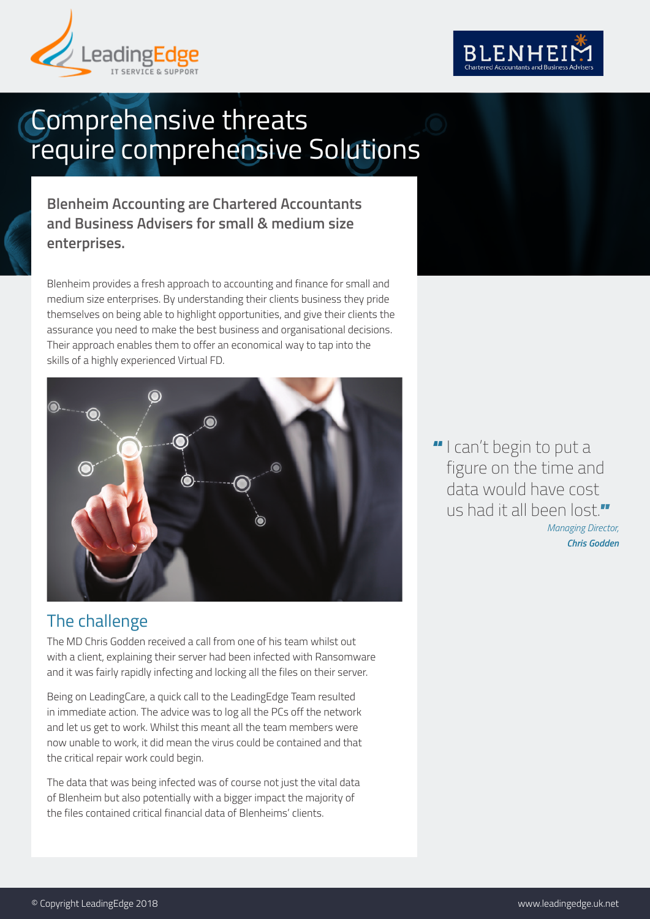# Comprehensive threats require comprehensive Solutions

**Blenheim Accounting are Chartered Accountants and Business Advisers for small & medium size enterprises.**

Blenheim provides a fresh approach to accounting and finance for small and medium size enterprises. By understanding their clients business they pride themselves on being able to highlight opportunities, and give their clients the assurance you need to make the best business and organisational decisions. Their approach enables them to offer an economical way to tap into the skills of a highly experienced Virtual FD.

> "I can't begin to put a figure on the time and data would have cost us had it all been lost."
>
> *Managing Director,*
> ***Chris Godden***

## The challenge

The MD Chris Godden received a call from one of his team whilst out with a client, explaining their server had been infected with Ransomware and it was fairly rapidly infecting and locking all the files on their server.

Being on LeadingCare, a quick call to the LeadingEdge Team resulted in immediate action. The advice was to log all the PCs off the network and let us get to work. Whilst this meant all the team members were now unable to work, it did mean the virus could be contained and that the critical repair work could begin.

The data that was being infected was of course not just the vital data of Blenheim but also potentially with a bigger impact the majority of the files contained critical financial data of Blenheims' clients.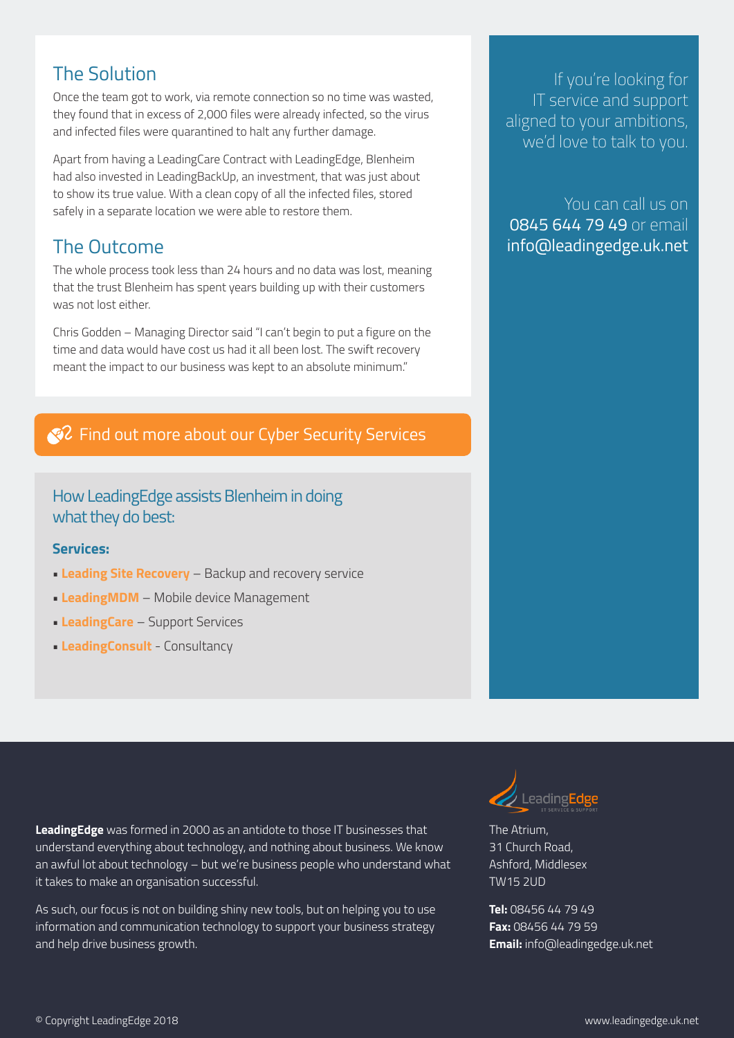## The Solution

Once the team got to work, via remote connection so no time was wasted, they found that in excess of 2,000 files were already infected, so the virus and infected files were quarantined to halt any further damage.

Apart from having a LeadingCare Contract with LeadingEdge, Blenheim had also invested in LeadingBackUp, an investment, that was just about to show its true value. With a clean copy of all the infected files, stored safely in a separate location we were able to restore them.

## The Outcome

The whole process took less than 24 hours and no data was lost, meaning that the trust Blenheim has spent years building up with their customers was not lost either.

Chris Godden – Managing Director said "I can't begin to put a figure on the time and data would have cost us had it all been lost. The swift recovery meant the impact to our business was kept to an absolute minimum."

Find out more about our Cyber Security Services

### How LeadingEdge assists Blenheim in doing what they do best:

**Services:**

- **Leading Site Recovery** – Backup and recovery service
- **LeadingMDM** – Mobile device Management
- **LeadingCare** – Support Services
- **LeadingConsult** - Consultancy

If you're looking for IT service and support aligned to your ambitions, we'd love to talk to you.

You can call us on 0845 644 79 49 or email info@leadingedge.uk.net

**LeadingEdge** was formed in 2000 as an antidote to those IT businesses that understand everything about technology, and nothing about business. We know an awful lot about technology – but we're business people who understand what it takes to make an organisation successful.

As such, our focus is not on building shiny new tools, but on helping you to use information and communication technology to support your business strategy and help drive business growth.

LeadingEdge IT SERVICE & SUPPORT

The Atrium,
31 Church Road,
Ashford, Middlesex
TW15 2UD

**Tel:** 08456 44 79 49
**Fax:** 08456 44 79 59
**Email:** info@leadingedge.uk.net

© Copyright LeadingEdge 2018

www.leadingedge.uk.net